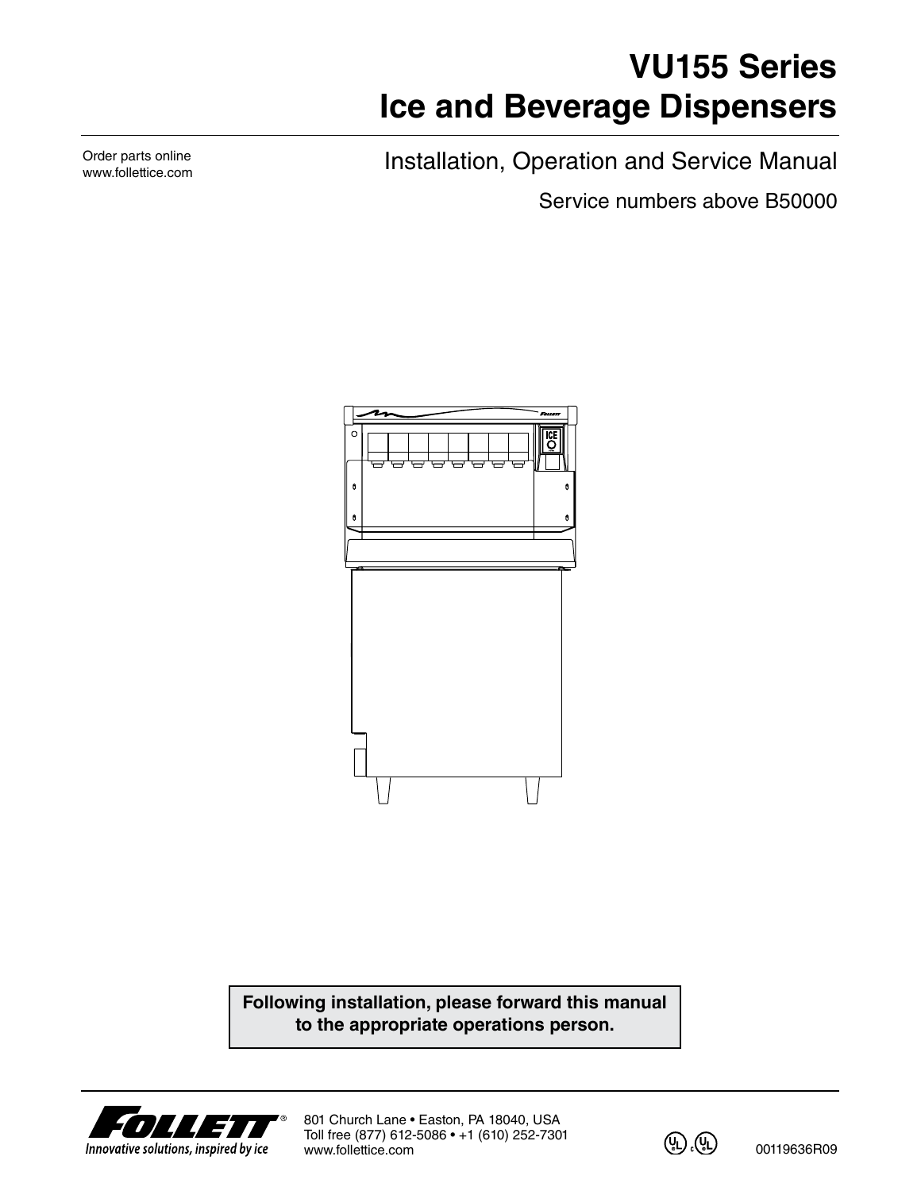# VU155 Series
# Ice and Beverage Dispensers

Order parts online
www.follettice.com

## Installation, Operation and Service Manual

Service numbers above B50000

**Following installation, please forward this manual to the appropriate operations person.**

Follett®
Innovative solutions, inspired by ice

801 Church Lane • Easton, PA 18040, USA
Toll free (877) 612-5086 • +1 (610) 252-7301
www.follettice.com

00119636R09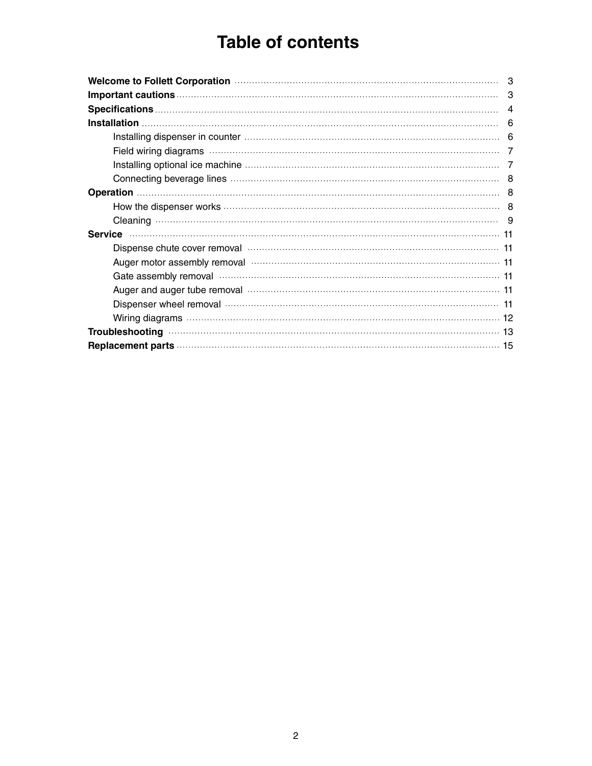# Table of contents

**Welcome to Follett Corporation** ........ 3
**Important cautions** ........ 3
**Specifications** ........ 4
**Installation** ........ 6
- Installing dispenser in counter ........ 6
- Field wiring diagrams ........ 7
- Installing optional ice machine ........ 7
- Connecting beverage lines ........ 8

**Operation** ........ 8
- How the dispenser works ........ 8
- Cleaning ........ 9

**Service** ........ 11
- Dispense chute cover removal ........ 11
- Auger motor assembly removal ........ 11
- Gate assembly removal ........ 11
- Auger and auger tube removal ........ 11
- Dispenser wheel removal ........ 11
- Wiring diagrams ........ 12

**Troubleshooting** ........ 13
**Replacement parts** ........ 15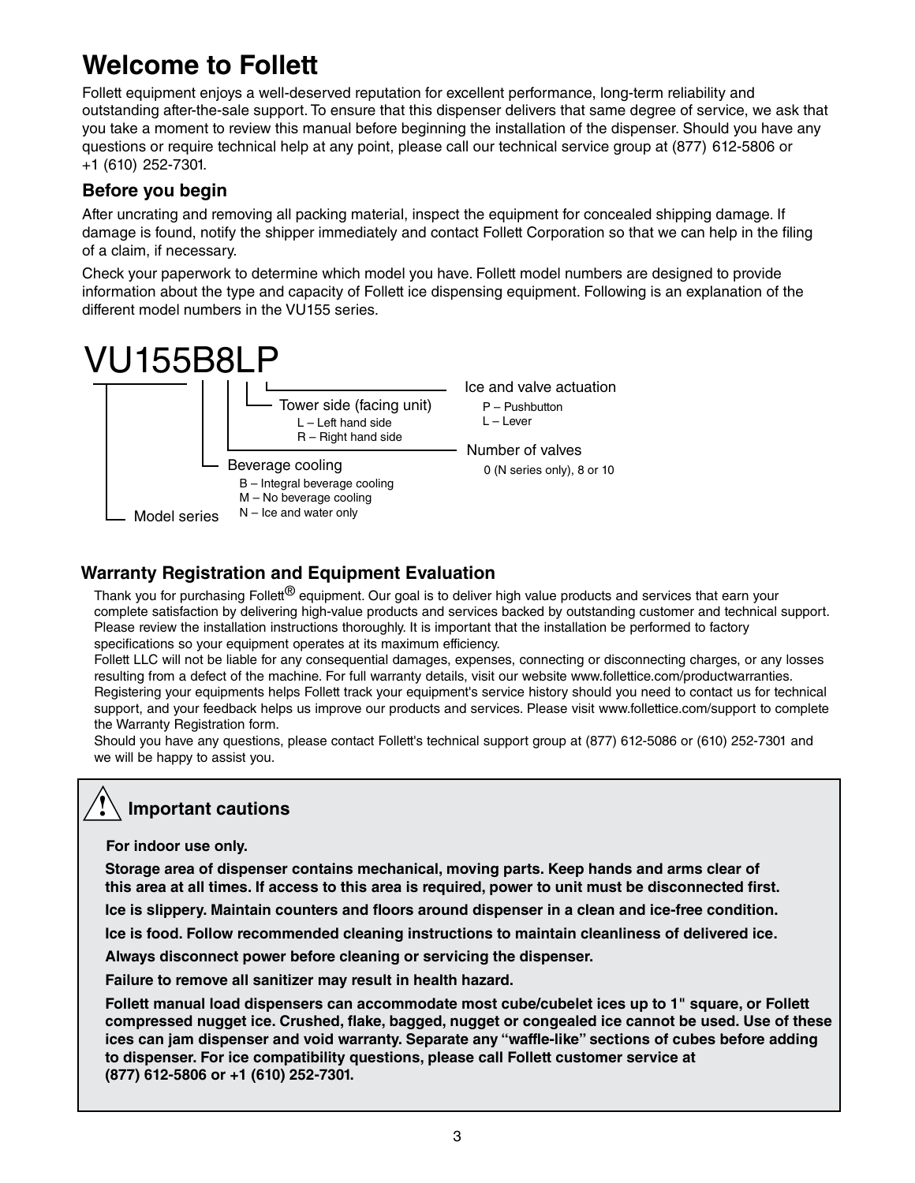# Welcome to Follett

Follett equipment enjoys a well-deserved reputation for excellent performance, long-term reliability and outstanding after-the-sale support. To ensure that this dispenser delivers that same degree of service, we ask that you take a moment to review this manual before beginning the installation of the dispenser. Should you have any questions or require technical help at any point, please call our technical service group at (877) 612-5806 or +1 (610) 252-7301.

## Before you begin

After uncrating and removing all packing material, inspect the equipment for concealed shipping damage. If damage is found, notify the shipper immediately and contact Follett Corporation so that we can help in the filing of a claim, if necessary.

Check your paperwork to determine which model you have. Follett model numbers are designed to provide information about the type and capacity of Follett ice dispensing equipment. Following is an explanation of the different model numbers in the VU155 series.

**VU155B8LP**

- **Model series** – VU155
- **Beverage cooling**
  - B – Integral beverage cooling
  - M – No beverage cooling
  - N – Ice and water only
- **Number of valves**
  - 0 (N series only), 8 or 10
- **Tower side (facing unit)**
  - L – Left hand side
  - R – Right hand side
- **Ice and valve actuation**
  - P – Pushbutton
  - L – Lever

## Warranty Registration and Equipment Evaluation

Thank you for purchasing Follett® equipment. Our goal is to deliver high value products and services that earn your complete satisfaction by delivering high-value products and services backed by outstanding customer and technical support. Please review the installation instructions thoroughly. It is important that the installation be performed to factory specifications so your equipment operates at its maximum efficiency.

Follett LLC will not be liable for any consequential damages, expenses, connecting or disconnecting charges, or any losses resulting from a defect of the machine. For full warranty details, visit our website www.follettice.com/productwarranties.

Registering your equipments helps Follett track your equipment's service history should you need to contact us for technical support, and your feedback helps us improve our products and services. Please visit www.follettice.com/support to complete the Warranty Registration form.

Should you have any questions, please contact Follett's technical support group at (877) 612-5086 or (610) 252-7301 and we will be happy to assist you.

## ⚠ Important cautions

**For indoor use only.**

**Storage area of dispenser contains mechanical, moving parts. Keep hands and arms clear of this area at all times. If access to this area is required, power to unit must be disconnected first.**

**Ice is slippery. Maintain counters and floors around dispenser in a clean and ice-free condition.**

**Ice is food. Follow recommended cleaning instructions to maintain cleanliness of delivered ice.**

**Always disconnect power before cleaning or servicing the dispenser.**

**Failure to remove all sanitizer may result in health hazard.**

**Follett manual load dispensers can accommodate most cube/cubelet ices up to 1" square, or Follett compressed nugget ice. Crushed, flake, bagged, nugget or congealed ice cannot be used. Use of these ices can jam dispenser and void warranty. Separate any "waffle-like" sections of cubes before adding to dispenser. For ice compatibility questions, please call Follett customer service at (877) 612-5806 or +1 (610) 252-7301.**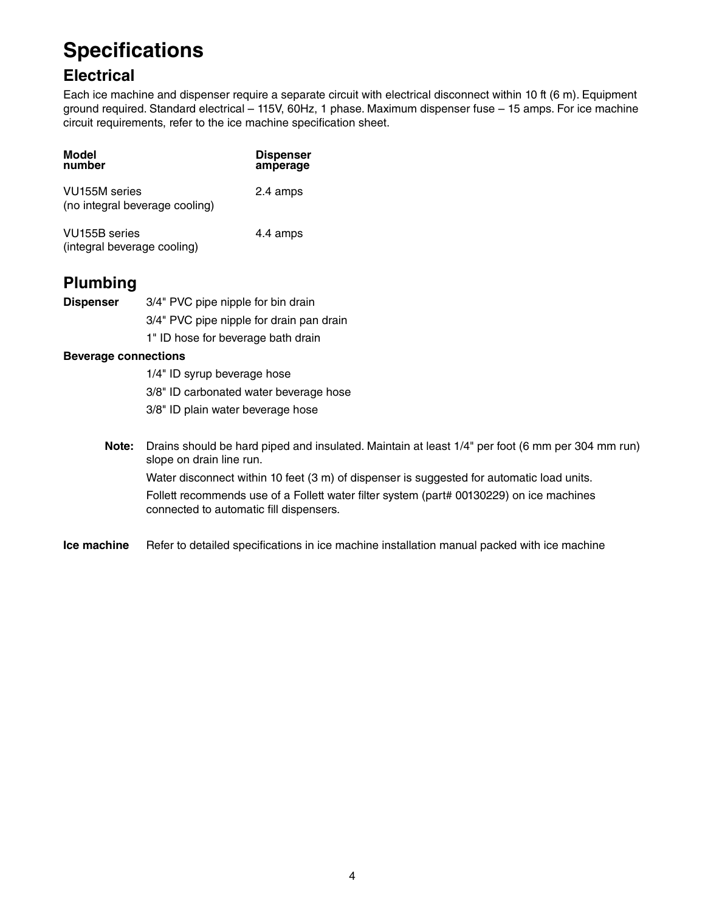# Specifications

## Electrical

Each ice machine and dispenser require a separate circuit with electrical disconnect within 10 ft (6 m). Equipment ground required. Standard electrical – 115V, 60Hz, 1 phase. Maximum dispenser fuse – 15 amps. For ice machine circuit requirements, refer to the ice machine specification sheet.

| Model number | Dispenser amperage |
|---|---|
| VU155M series (no integral beverage cooling) | 2.4 amps |
| VU155B series (integral beverage cooling) | 4.4 amps |

## Plumbing

**Dispenser**
- 3/4" PVC pipe nipple for bin drain
- 3/4" PVC pipe nipple for drain pan drain
- 1" ID hose for beverage bath drain

**Beverage connections**
- 1/4" ID syrup beverage hose
- 3/8" ID carbonated water beverage hose
- 3/8" ID plain water beverage hose

**Note:** Drains should be hard piped and insulated. Maintain at least 1/4" per foot (6 mm per 304 mm run) slope on drain line run.

Water disconnect within 10 feet (3 m) of dispenser is suggested for automatic load units.

Follett recommends use of a Follett water filter system (part# 00130229) on ice machines connected to automatic fill dispensers.

**Ice machine** Refer to detailed specifications in ice machine installation manual packed with ice machine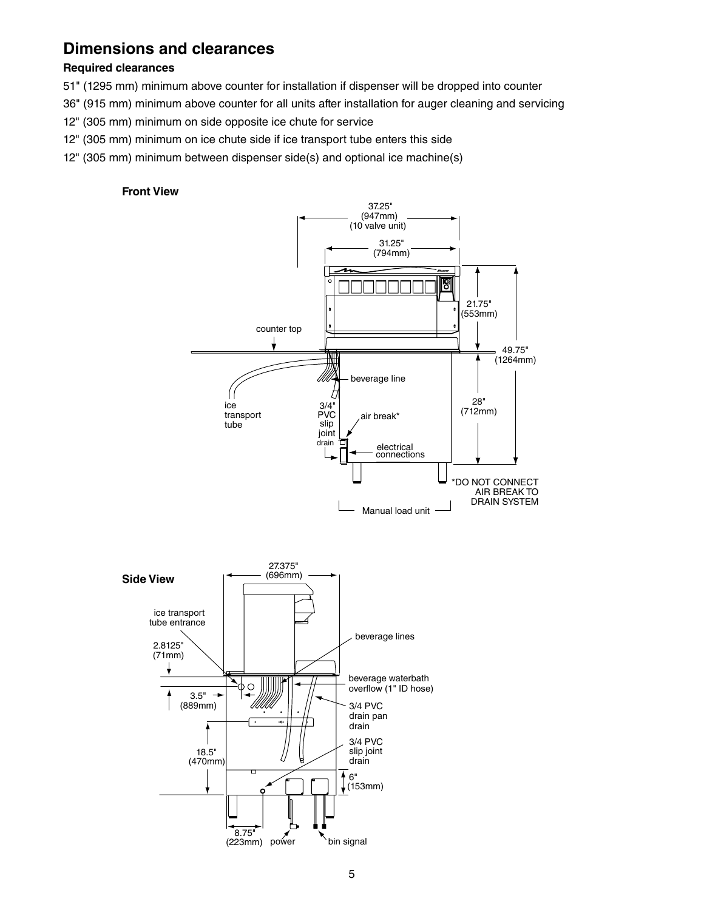# Dimensions and clearances

### Required clearances

51" (1295 mm) minimum above counter for installation if dispenser will be dropped into counter

36" (915 mm) minimum above counter for all units after installation for auger cleaning and servicing

12" (305 mm) minimum on side opposite ice chute for service

12" (305 mm) minimum on ice chute side if ice transport tube enters this side

12" (305 mm) minimum between dispenser side(s) and optional ice machine(s)

**Front View**

37.25" (947mm) (10 valve unit)

31.25" (794mm)

21.75" (553mm)

49.75" (1264mm)

28" (712mm)

counter top

beverage line

ice transport tube

3/4" PVC slip joint drain

air break*

electrical connections

*DO NOT CONNECT AIR BREAK TO DRAIN SYSTEM

Manual load unit

**Side View**

27.375" (696mm)

ice transport tube entrance

2.8125" (71mm)

3.5" (889mm)

18.5" (470mm)

beverage lines

beverage waterbath overflow (1" ID hose)

3/4 PVC drain pan drain

3/4 PVC slip joint drain

6" (153mm)

8.75" (223mm)

power

bin signal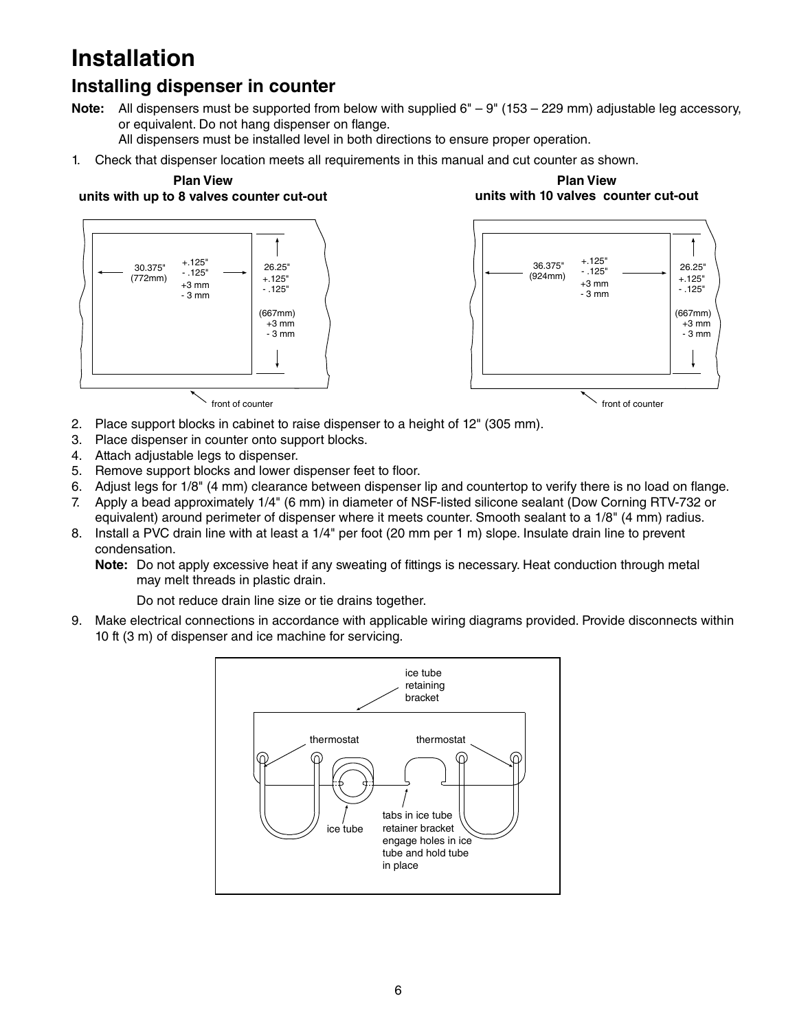# Installation

## Installing dispenser in counter

**Note:** All dispensers must be supported from below with supplied 6" – 9" (153 – 229 mm) adjustable leg accessory, or equivalent. Do not hang dispenser on flange.
All dispensers must be installed level in both directions to ensure proper operation.

1. Check that dispenser location meets all requirements in this manual and cut counter as shown.

**Plan View**
**units with up to 8 valves counter cut-out**

30.375" (772mm) +.125" -.125" +3 mm -3 mm

26.25" +.125" -.125" (667mm) +3 mm -3 mm

front of counter

**Plan View**
**units with 10 valves counter cut-out**

36.375" (924mm) +.125" -.125" +3 mm -3 mm

26.25" +.125" -.125" (667mm) +3 mm -3 mm

front of counter

2. Place support blocks in cabinet to raise dispenser to a height of 12" (305 mm).
3. Place dispenser in counter onto support blocks.
4. Attach adjustable legs to dispenser.
5. Remove support blocks and lower dispenser feet to floor.
6. Adjust legs for 1/8" (4 mm) clearance between dispenser lip and countertop to verify there is no load on flange.
7. Apply a bead approximately 1/4" (6 mm) in diameter of NSF-listed silicone sealant (Dow Corning RTV-732 or equivalent) around perimeter of dispenser where it meets counter. Smooth sealant to a 1/8" (4 mm) radius.
8. Install a PVC drain line with at least a 1/4" per foot (20 mm per 1 m) slope. Insulate drain line to prevent condensation.

   **Note:** Do not apply excessive heat if any sweating of fittings is necessary. Heat conduction through metal may melt threads in plastic drain.

   Do not reduce drain line size or tie drains together.

9. Make electrical connections in accordance with applicable wiring diagrams provided. Provide disconnects within 10 ft (3 m) of dispenser and ice machine for servicing.

ice tube retaining bracket

thermostat

thermostat

ice tube

tabs in ice tube retainer bracket engage holes in ice tube and hold tube in place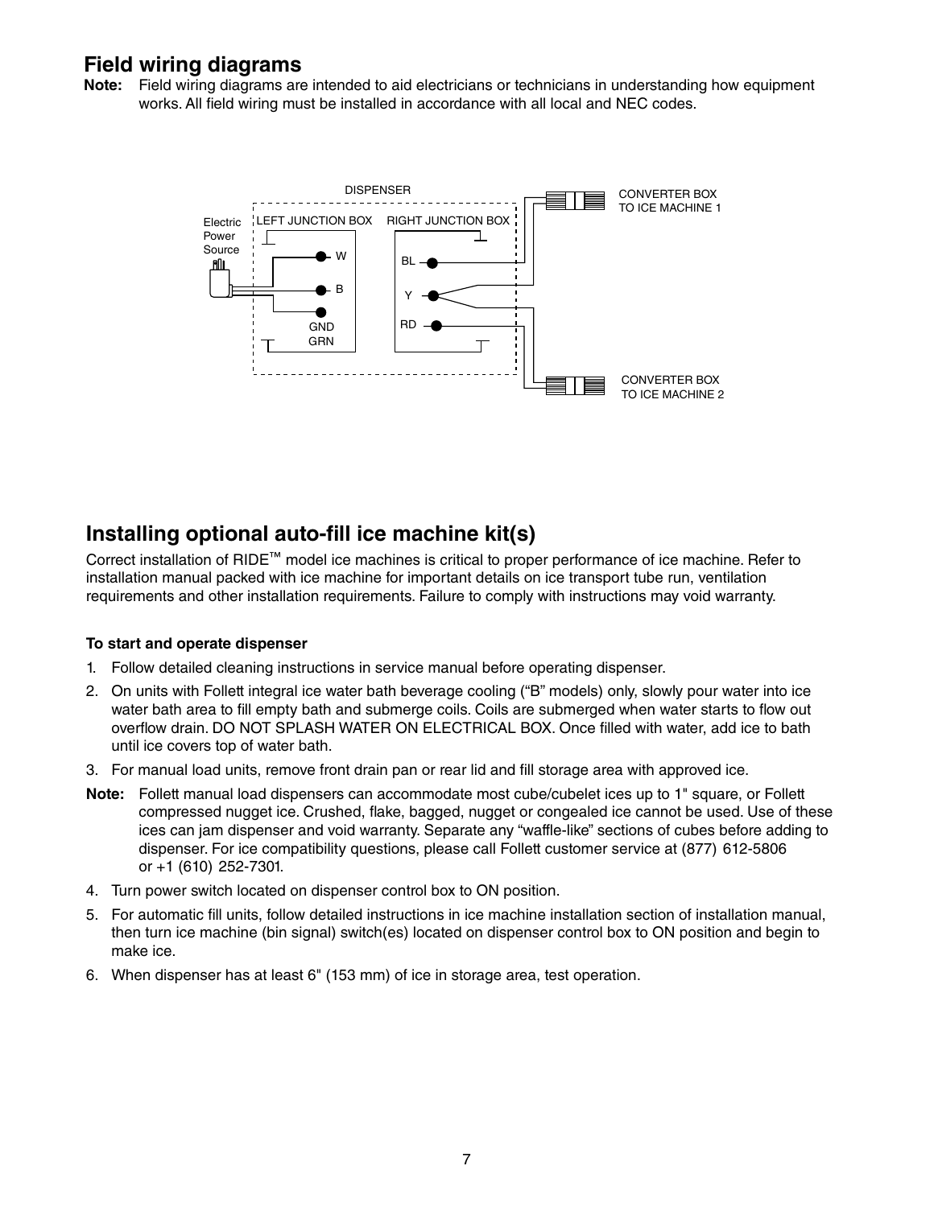## Field wiring diagrams

**Note:** Field wiring diagrams are intended to aid electricians or technicians in understanding how equipment works. All field wiring must be installed in accordance with all local and NEC codes.

DISPENSER

Electric Power Source

LEFT JUNCTION BOX

W

B

GND GRN

RIGHT JUNCTION BOX

BL

Y

RD

CONVERTER BOX TO ICE MACHINE 1

CONVERTER BOX TO ICE MACHINE 2

## Installing optional auto-fill ice machine kit(s)

Correct installation of RIDE™ model ice machines is critical to proper performance of ice machine. Refer to installation manual packed with ice machine for important details on ice transport tube run, ventilation requirements and other installation requirements. Failure to comply with instructions may void warranty.

**To start and operate dispenser**

1. Follow detailed cleaning instructions in service manual before operating dispenser.
2. On units with Follett integral ice water bath beverage cooling ("B" models) only, slowly pour water into ice water bath area to fill empty bath and submerge coils. Coils are submerged when water starts to flow out overflow drain. DO NOT SPLASH WATER ON ELECTRICAL BOX. Once filled with water, add ice to bath until ice covers top of water bath.
3. For manual load units, remove front drain pan or rear lid and fill storage area with approved ice.

**Note:** Follett manual load dispensers can accommodate most cube/cubelet ices up to 1" square, or Follett compressed nugget ice. Crushed, flake, bagged, nugget or congealed ice cannot be used. Use of these ices can jam dispenser and void warranty. Separate any "waffle-like" sections of cubes before adding to dispenser. For ice compatibility questions, please call Follett customer service at (877) 612-5806 or +1 (610) 252-7301.

4. Turn power switch located on dispenser control box to ON position.
5. For automatic fill units, follow detailed instructions in ice machine installation section of installation manual, then turn ice machine (bin signal) switch(es) located on dispenser control box to ON position and begin to make ice.
6. When dispenser has at least 6" (153 mm) of ice in storage area, test operation.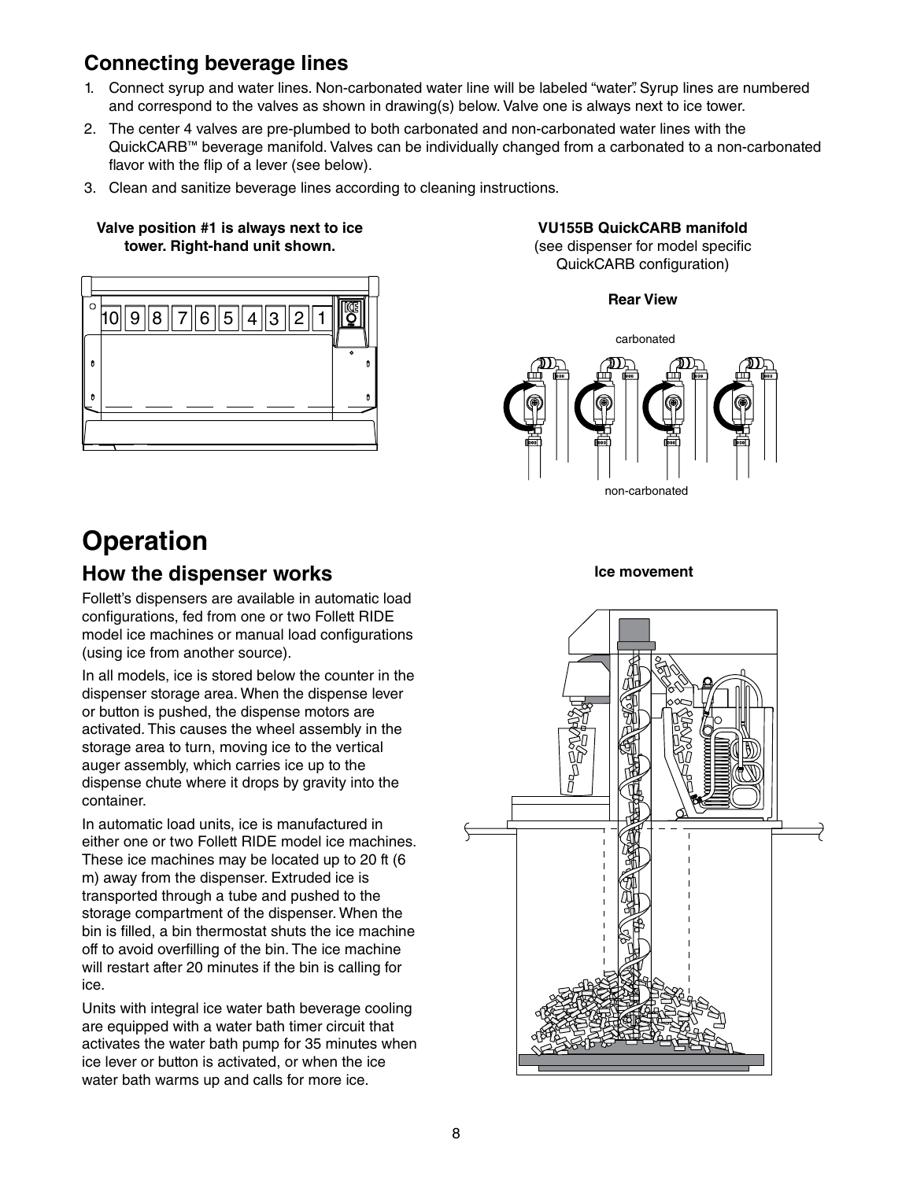## Connecting beverage lines

1. Connect syrup and water lines. Non-carbonated water line will be labeled "water". Syrup lines are numbered and correspond to the valves as shown in drawing(s) below. Valve one is always next to ice tower.
2. The center 4 valves are pre-plumbed to both carbonated and non-carbonated water lines with the QuickCARB™ beverage manifold. Valves can be individually changed from a carbonated to a non-carbonated flavor with the flip of a lever (see below).
3. Clean and sanitize beverage lines according to cleaning instructions.

**Valve position #1 is always next to ice tower. Right-hand unit shown.**

**VU155B QuickCARB manifold**
(see dispenser for model specific QuickCARB configuration)

**Rear View**

# Operation

## How the dispenser works

Follett's dispensers are available in automatic load configurations, fed from one or two Follett RIDE model ice machines or manual load configurations (using ice from another source).

In all models, ice is stored below the counter in the dispenser storage area. When the dispense lever or button is pushed, the dispense motors are activated. This causes the wheel assembly in the storage area to turn, moving ice to the vertical auger assembly, which carries ice up to the dispense chute where it drops by gravity into the container.

In automatic load units, ice is manufactured in either one or two Follett RIDE model ice machines. These ice machines may be located up to 20 ft (6 m) away from the dispenser. Extruded ice is transported through a tube and pushed to the storage compartment of the dispenser. When the bin is filled, a bin thermostat shuts the ice machine off to avoid overfilling of the bin. The ice machine will restart after 20 minutes if the bin is calling for ice.

Units with integral ice water bath beverage cooling are equipped with a water bath timer circuit that activates the water bath pump for 35 minutes when ice lever or button is activated, or when the ice water bath warms up and calls for more ice.

**Ice movement**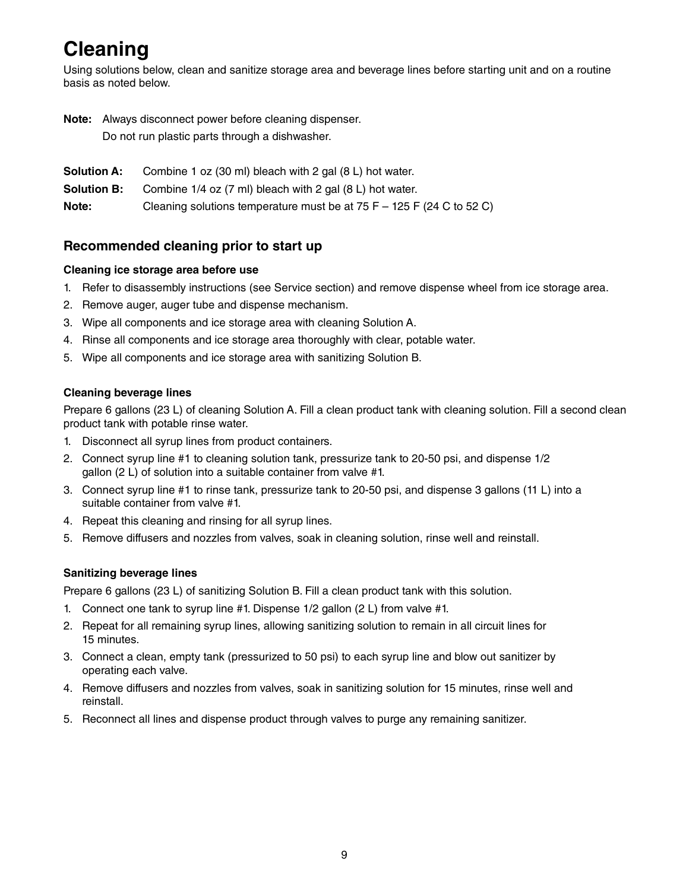# Cleaning

Using solutions below, clean and sanitize storage area and beverage lines before starting unit and on a routine basis as noted below.

**Note:** Always disconnect power before cleaning dispenser.
Do not run plastic parts through a dishwasher.

**Solution A:** Combine 1 oz (30 ml) bleach with 2 gal (8 L) hot water.

**Solution B:** Combine 1/4 oz (7 ml) bleach with 2 gal (8 L) hot water.

**Note:** Cleaning solutions temperature must be at 75 F – 125 F (24 C to 52 C)

## Recommended cleaning prior to start up

### Cleaning ice storage area before use

1. Refer to disassembly instructions (see Service section) and remove dispense wheel from ice storage area.
2. Remove auger, auger tube and dispense mechanism.
3. Wipe all components and ice storage area with cleaning Solution A.
4. Rinse all components and ice storage area thoroughly with clear, potable water.
5. Wipe all components and ice storage area with sanitizing Solution B.

### Cleaning beverage lines

Prepare 6 gallons (23 L) of cleaning Solution A. Fill a clean product tank with cleaning solution. Fill a second clean product tank with potable rinse water.

1. Disconnect all syrup lines from product containers.
2. Connect syrup line #1 to cleaning solution tank, pressurize tank to 20-50 psi, and dispense 1/2 gallon (2 L) of solution into a suitable container from valve #1.
3. Connect syrup line #1 to rinse tank, pressurize tank to 20-50 psi, and dispense 3 gallons (11 L) into a suitable container from valve #1.
4. Repeat this cleaning and rinsing for all syrup lines.
5. Remove diffusers and nozzles from valves, soak in cleaning solution, rinse well and reinstall.

### Sanitizing beverage lines

Prepare 6 gallons (23 L) of sanitizing Solution B. Fill a clean product tank with this solution.

1. Connect one tank to syrup line #1. Dispense 1/2 gallon (2 L) from valve #1.
2. Repeat for all remaining syrup lines, allowing sanitizing solution to remain in all circuit lines for 15 minutes.
3. Connect a clean, empty tank (pressurized to 50 psi) to each syrup line and blow out sanitizer by operating each valve.
4. Remove diffusers and nozzles from valves, soak in sanitizing solution for 15 minutes, rinse well and reinstall.
5. Reconnect all lines and dispense product through valves to purge any remaining sanitizer.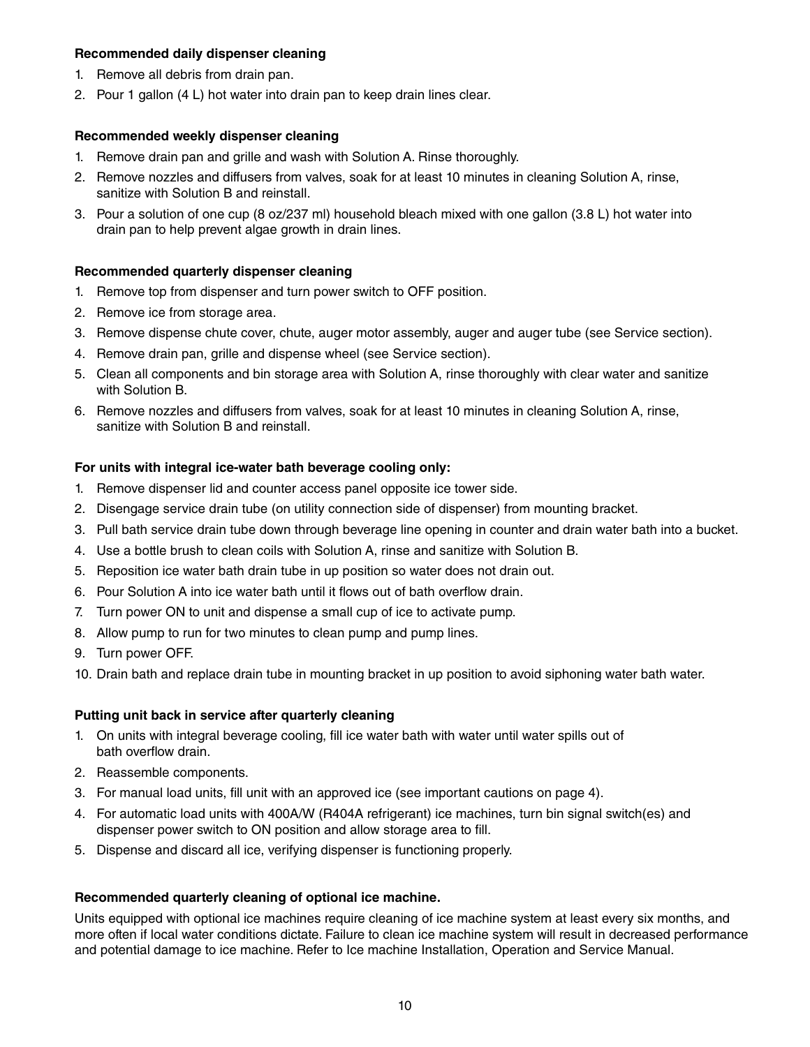**Recommended daily dispenser cleaning**

1. Remove all debris from drain pan.
2. Pour 1 gallon (4 L) hot water into drain pan to keep drain lines clear.

**Recommended weekly dispenser cleaning**

1. Remove drain pan and grille and wash with Solution A. Rinse thoroughly.
2. Remove nozzles and diffusers from valves, soak for at least 10 minutes in cleaning Solution A, rinse, sanitize with Solution B and reinstall.
3. Pour a solution of one cup (8 oz/237 ml) household bleach mixed with one gallon (3.8 L) hot water into drain pan to help prevent algae growth in drain lines.

**Recommended quarterly dispenser cleaning**

1. Remove top from dispenser and turn power switch to OFF position.
2. Remove ice from storage area.
3. Remove dispense chute cover, chute, auger motor assembly, auger and auger tube (see Service section).
4. Remove drain pan, grille and dispense wheel (see Service section).
5. Clean all components and bin storage area with Solution A, rinse thoroughly with clear water and sanitize with Solution B.
6. Remove nozzles and diffusers from valves, soak for at least 10 minutes in cleaning Solution A, rinse, sanitize with Solution B and reinstall.

**For units with integral ice-water bath beverage cooling only:**

1. Remove dispenser lid and counter access panel opposite ice tower side.
2. Disengage service drain tube (on utility connection side of dispenser) from mounting bracket.
3. Pull bath service drain tube down through beverage line opening in counter and drain water bath into a bucket.
4. Use a bottle brush to clean coils with Solution A, rinse and sanitize with Solution B.
5. Reposition ice water bath drain tube in up position so water does not drain out.
6. Pour Solution A into ice water bath until it flows out of bath overflow drain.
7. Turn power ON to unit and dispense a small cup of ice to activate pump.
8. Allow pump to run for two minutes to clean pump and pump lines.
9. Turn power OFF.
10. Drain bath and replace drain tube in mounting bracket in up position to avoid siphoning water bath water.

**Putting unit back in service after quarterly cleaning**

1. On units with integral beverage cooling, fill ice water bath with water until water spills out of bath overflow drain.
2. Reassemble components.
3. For manual load units, fill unit with an approved ice (see important cautions on page 4).
4. For automatic load units with 400A/W (R404A refrigerant) ice machines, turn bin signal switch(es) and dispenser power switch to ON position and allow storage area to fill.
5. Dispense and discard all ice, verifying dispenser is functioning properly.

**Recommended quarterly cleaning of optional ice machine.**

Units equipped with optional ice machines require cleaning of ice machine system at least every six months, and more often if local water conditions dictate. Failure to clean ice machine system will result in decreased performance and potential damage to ice machine. Refer to Ice machine Installation, Operation and Service Manual.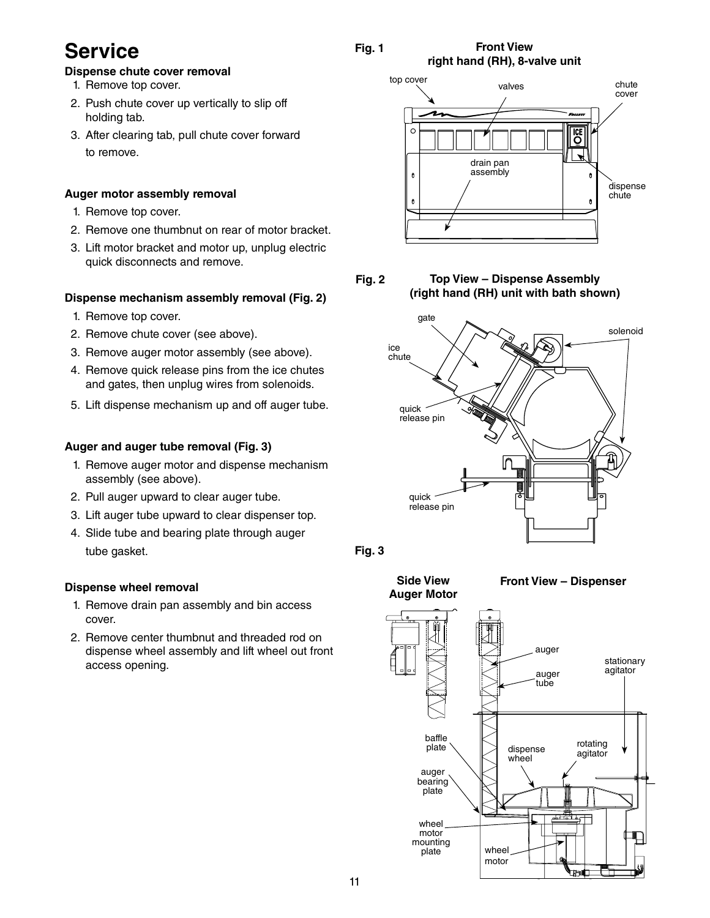# Service

### Dispense chute cover removal

1. Remove top cover.
2. Push chute cover up vertically to slip off holding tab.
3. After clearing tab, pull chute cover forward to remove.

### Auger motor assembly removal

1. Remove top cover.
2. Remove one thumbnut on rear of motor bracket.
3. Lift motor bracket and motor up, unplug electric quick disconnects and remove.

### Dispense mechanism assembly removal (Fig. 2)

1. Remove top cover.
2. Remove chute cover (see above).
3. Remove auger motor assembly (see above).
4. Remove quick release pins from the ice chutes and gates, then unplug wires from solenoids.
5. Lift dispense mechanism up and off auger tube.

### Auger and auger tube removal (Fig. 3)

1. Remove auger motor and dispense mechanism assembly (see above).
2. Pull auger upward to clear auger tube.
3. Lift auger tube upward to clear dispenser top.
4. Slide tube and bearing plate through auger tube gasket.

### Dispense wheel removal

1. Remove drain pan assembly and bin access cover.
2. Remove center thumbnut and threaded rod on dispense wheel assembly and lift wheel out front access opening.

**Fig. 1** Front View right hand (RH), 8-valve unit

top cover, valves, chute cover, drain pan assembly, dispense chute

**Fig. 2** Top View – Dispense Assembly (right hand (RH) unit with bath shown)

gate, solenoid, ice chute, quick release pin, quick release pin

**Fig. 3**

Side View Auger Motor

Front View – Dispenser

auger, auger tube, stationary agitator, baffle plate, dispense wheel, rotating agitator, auger bearing plate, wheel motor mounting plate, wheel motor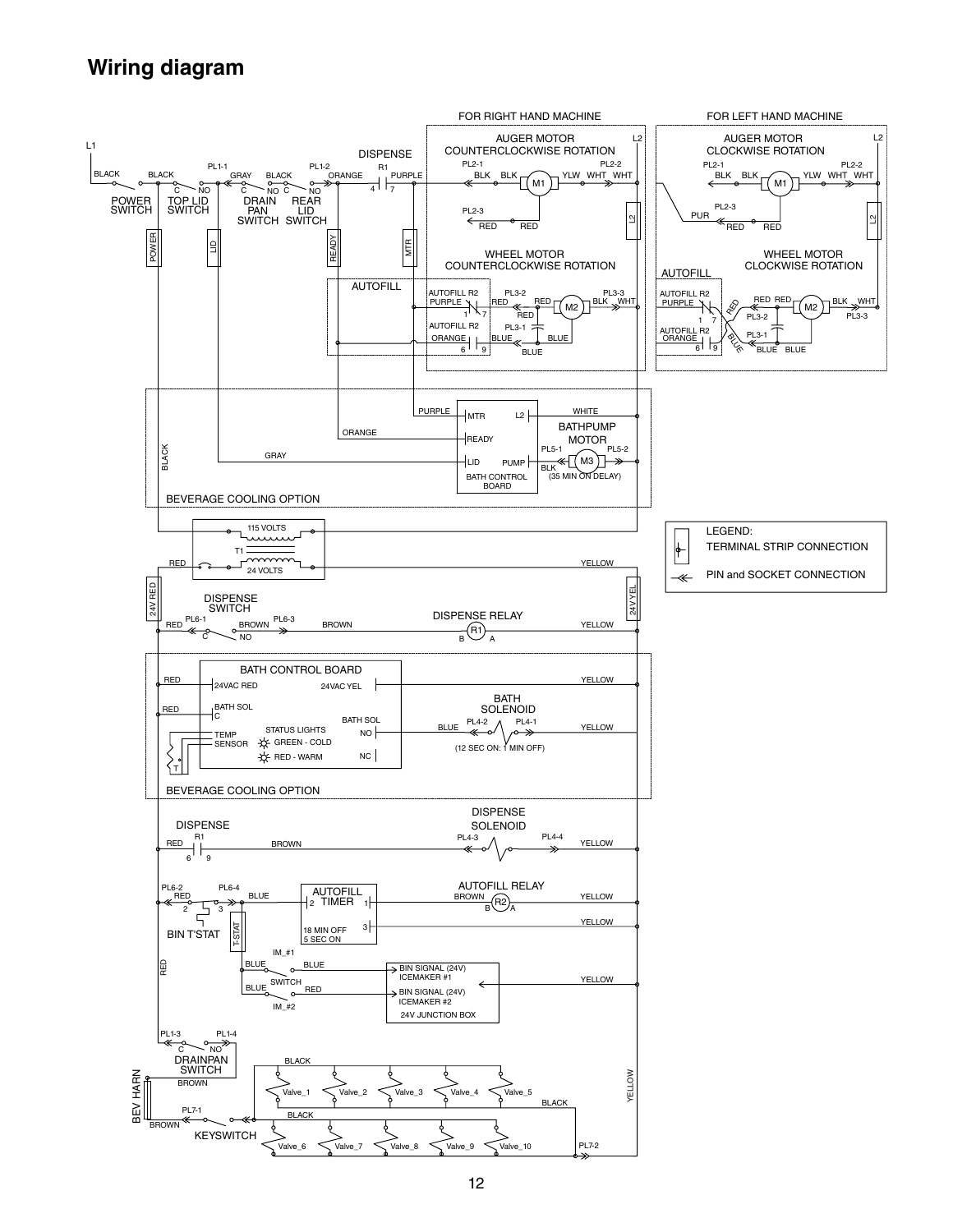# Wiring diagram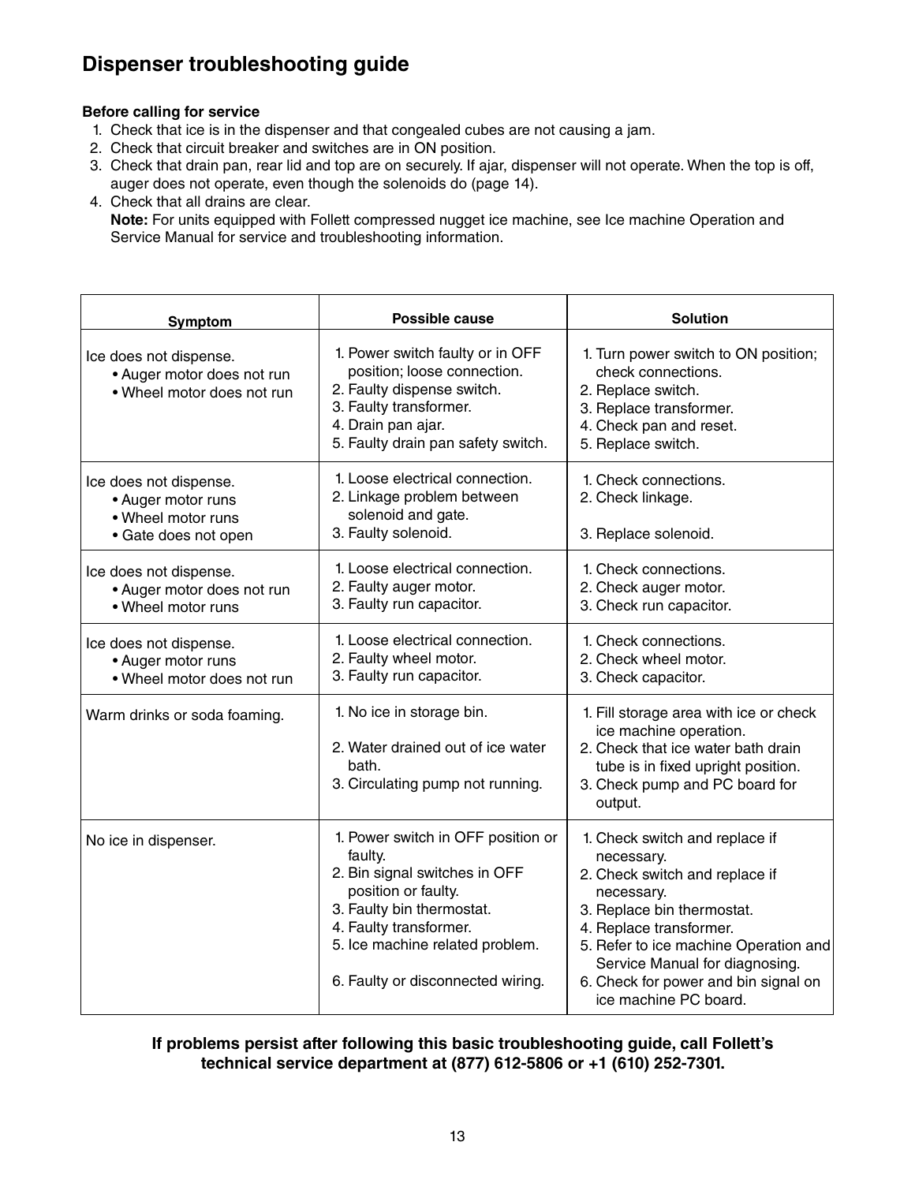## Dispenser troubleshooting guide

**Before calling for service**

1. Check that ice is in the dispenser and that congealed cubes are not causing a jam.
2. Check that circuit breaker and switches are in ON position.
3. Check that drain pan, rear lid and top are on securely. If ajar, dispenser will not operate. When the top is off, auger does not operate, even though the solenoids do (page 14).
4. Check that all drains are clear.
   **Note:** For units equipped with Follett compressed nugget ice machine, see Ice machine Operation and Service Manual for service and troubleshooting information.

| Symptom | Possible cause | Solution |
|---|---|---|
| Ice does not dispense.<br>• Auger motor does not run<br>• Wheel motor does not run | 1. Power switch faulty or in OFF position; loose connection.<br>2. Faulty dispense switch.<br>3. Faulty transformer.<br>4. Drain pan ajar.<br>5. Faulty drain pan safety switch. | 1. Turn power switch to ON position; check connections.<br>2. Replace switch.<br>3. Replace transformer.<br>4. Check pan and reset.<br>5. Replace switch. |
| Ice does not dispense.<br>• Auger motor runs<br>• Wheel motor runs<br>• Gate does not open | 1. Loose electrical connection.<br>2. Linkage problem between solenoid and gate.<br>3. Faulty solenoid. | 1. Check connections.<br>2. Check linkage.<br>3. Replace solenoid. |
| Ice does not dispense.<br>• Auger motor does not run<br>• Wheel motor runs | 1. Loose electrical connection.<br>2. Faulty auger motor.<br>3. Faulty run capacitor. | 1. Check connections.<br>2. Check auger motor.<br>3. Check run capacitor. |
| Ice does not dispense.<br>• Auger motor runs<br>• Wheel motor does not run | 1. Loose electrical connection.<br>2. Faulty wheel motor.<br>3. Faulty run capacitor. | 1. Check connections.<br>2. Check wheel motor.<br>3. Check capacitor. |
| Warm drinks or soda foaming. | 1. No ice in storage bin.<br>2. Water drained out of ice water bath.<br>3. Circulating pump not running. | 1. Fill storage area with ice or check ice machine operation.<br>2. Check that ice water bath drain tube is in fixed upright position.<br>3. Check pump and PC board for output. |
| No ice in dispenser. | 1. Power switch in OFF position or faulty.<br>2. Bin signal switches in OFF position or faulty.<br>3. Faulty bin thermostat.<br>4. Faulty transformer.<br>5. Ice machine related problem.<br>6. Faulty or disconnected wiring. | 1. Check switch and replace if necessary.<br>2. Check switch and replace if necessary.<br>3. Replace bin thermostat.<br>4. Replace transformer.<br>5. Refer to ice machine Operation and Service Manual for diagnosing.<br>6. Check for power and bin signal on ice machine PC board. |

**If problems persist after following this basic troubleshooting guide, call Follett's technical service department at (877) 612-5806 or +1 (610) 252-7301.**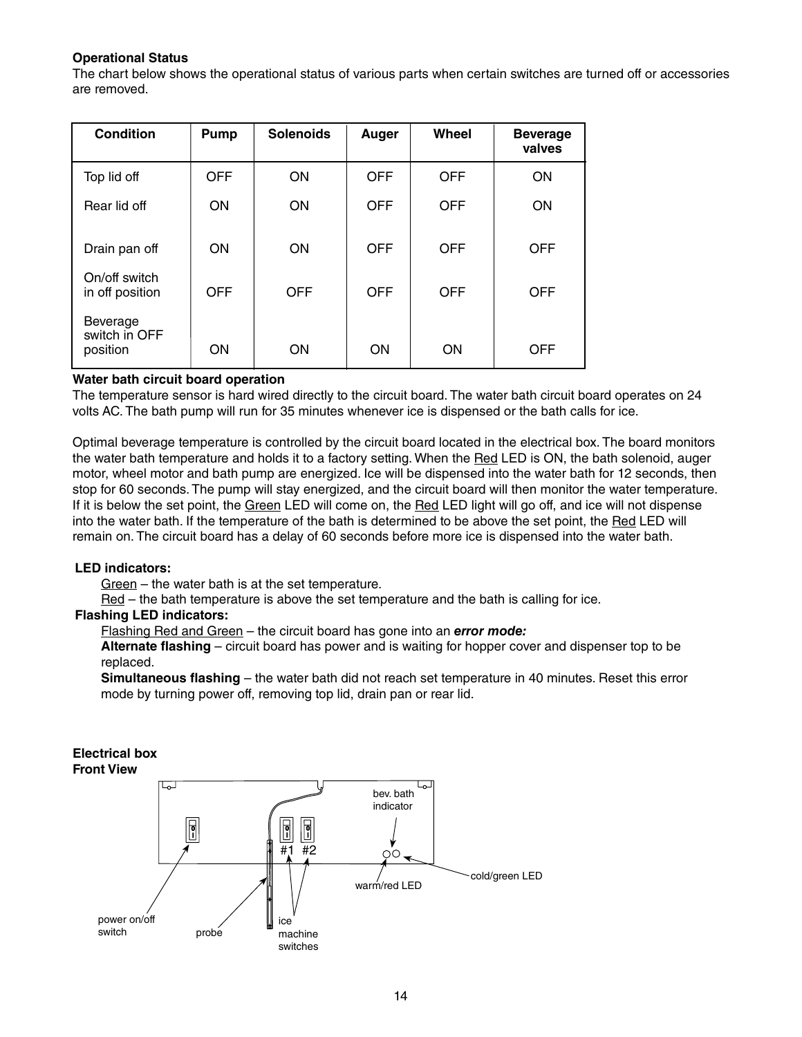**Operational Status**

The chart below shows the operational status of various parts when certain switches are turned off or accessories are removed.

| Condition | Pump | Solenoids | Auger | Wheel | Beverage valves |
|---|---|---|---|---|---|
| Top lid off | OFF | ON | OFF | OFF | ON |
| Rear lid off | ON | ON | OFF | OFF | ON |
| Drain pan off | ON | ON | OFF | OFF | OFF |
| On/off switch in off position | OFF | OFF | OFF | OFF | OFF |
| Beverage switch in OFF position | ON | ON | ON | ON | OFF |

**Water bath circuit board operation**

The temperature sensor is hard wired directly to the circuit board. The water bath circuit board operates on 24 volts AC. The bath pump will run for 35 minutes whenever ice is dispensed or the bath calls for ice.

Optimal beverage temperature is controlled by the circuit board located in the electrical box. The board monitors the water bath temperature and holds it to a factory setting. When the Red LED is ON, the bath solenoid, auger motor, wheel motor and bath pump are energized. Ice will be dispensed into the water bath for 12 seconds, then stop for 60 seconds. The pump will stay energized, and the circuit board will then monitor the water temperature. If it is below the set point, the Green LED will come on, the Red LED light will go off, and ice will not dispense into the water bath. If the temperature of the bath is determined to be above the set point, the Red LED will remain on. The circuit board has a delay of 60 seconds before more ice is dispensed into the water bath.

**LED indicators:**

Green – the water bath is at the set temperature.

Red – the bath temperature is above the set temperature and the bath is calling for ice.

**Flashing LED indicators:**

Flashing Red and Green – the circuit board has gone into an ***error mode:***

**Alternate flashing** – circuit board has power and is waiting for hopper cover and dispenser top to be replaced.

**Simultaneous flashing** – the water bath did not reach set temperature in 40 minutes. Reset this error mode by turning power off, removing top lid, drain pan or rear lid.

**Electrical box**
**Front View**

power on/off switch
probe
ice machine switches #1 #2
bev. bath indicator
warm/red LED
cold/green LED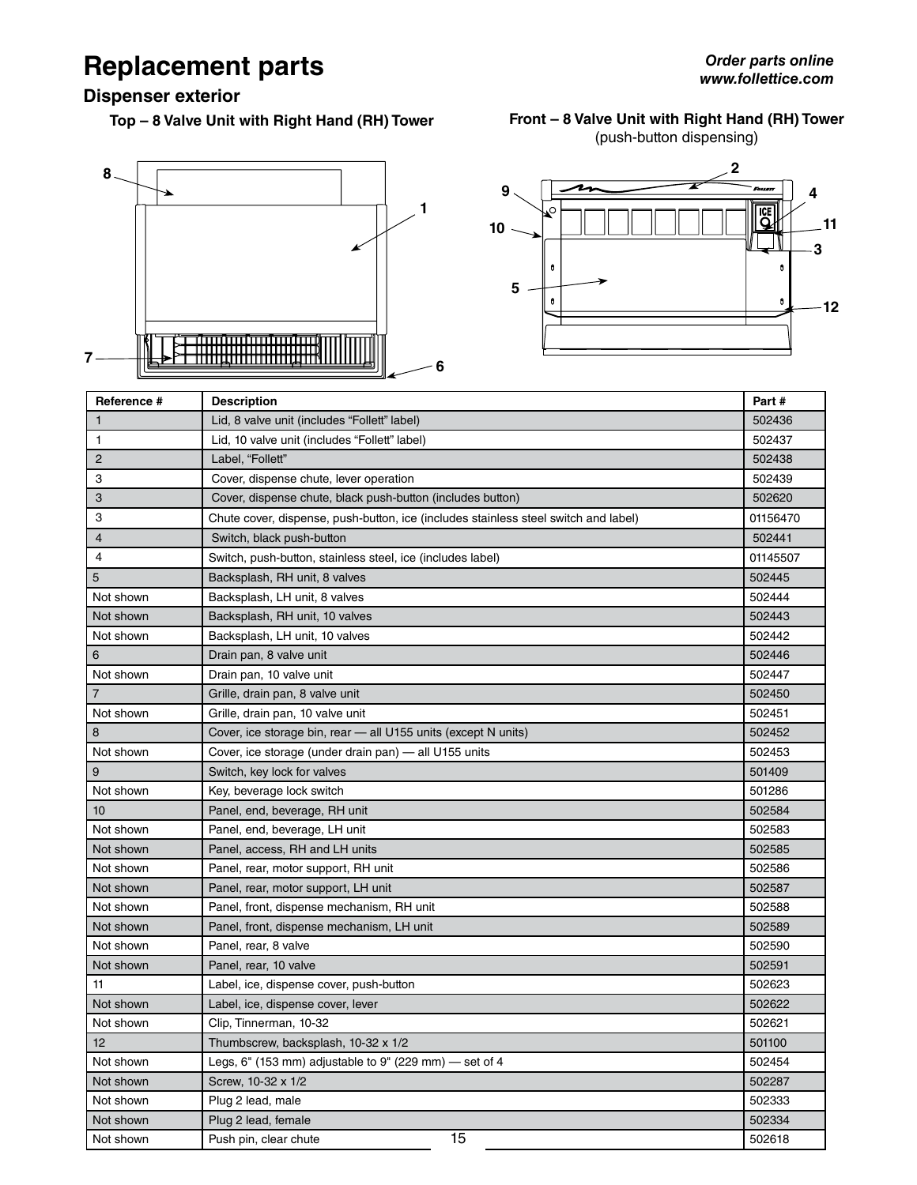# Replacement parts

*Order parts online*
*www.follettice.com*

## Dispenser exterior

**Top – 8 Valve Unit with Right Hand (RH) Tower**

**Front – 8 Valve Unit with Right Hand (RH) Tower**
(push-button dispensing)

| Reference # | Description | Part # |
|---|---|---|
| 1 | Lid, 8 valve unit (includes "Follett" label) | 502436 |
| 1 | Lid, 10 valve unit (includes "Follett" label) | 502437 |
| 2 | Label, "Follett" | 502438 |
| 3 | Cover, dispense chute, lever operation | 502439 |
| 3 | Cover, dispense chute, black push-button (includes button) | 502620 |
| 3 | Chute cover, dispense, push-button, ice (includes stainless steel switch and label) | 01156470 |
| 4 | Switch, black push-button | 502441 |
| 4 | Switch, push-button, stainless steel, ice (includes label) | 01145507 |
| 5 | Backsplash, RH unit, 8 valves | 502445 |
| Not shown | Backsplash, LH unit, 8 valves | 502444 |
| Not shown | Backsplash, RH unit, 10 valves | 502443 |
| Not shown | Backsplash, LH unit, 10 valves | 502442 |
| 6 | Drain pan, 8 valve unit | 502446 |
| Not shown | Drain pan, 10 valve unit | 502447 |
| 7 | Grille, drain pan, 8 valve unit | 502450 |
| Not shown | Grille, drain pan, 10 valve unit | 502451 |
| 8 | Cover, ice storage bin, rear — all U155 units (except N units) | 502452 |
| Not shown | Cover, ice storage (under drain pan) — all U155 units | 502453 |
| 9 | Switch, key lock for valves | 501409 |
| Not shown | Key, beverage lock switch | 501286 |
| 10 | Panel, end, beverage, RH unit | 502584 |
| Not shown | Panel, end, beverage, LH unit | 502583 |
| Not shown | Panel, access, RH and LH units | 502585 |
| Not shown | Panel, rear, motor support, RH unit | 502586 |
| Not shown | Panel, rear, motor support, LH unit | 502587 |
| Not shown | Panel, front, dispense mechanism, RH unit | 502588 |
| Not shown | Panel, front, dispense mechanism, LH unit | 502589 |
| Not shown | Panel, rear, 8 valve | 502590 |
| Not shown | Panel, rear, 10 valve | 502591 |
| 11 | Label, ice, dispense cover, push-button | 502623 |
| Not shown | Label, ice, dispense cover, lever | 502622 |
| Not shown | Clip, Tinnerman, 10-32 | 502621 |
| 12 | Thumbscrew, backsplash, 10-32 x 1/2 | 501100 |
| Not shown | Legs, 6" (153 mm) adjustable to 9" (229 mm) — set of 4 | 502454 |
| Not shown | Screw, 10-32 x 1/2 | 502287 |
| Not shown | Plug 2 lead, male | 502333 |
| Not shown | Plug 2 lead, female | 502334 |
| Not shown | Push pin, clear chute | 502618 |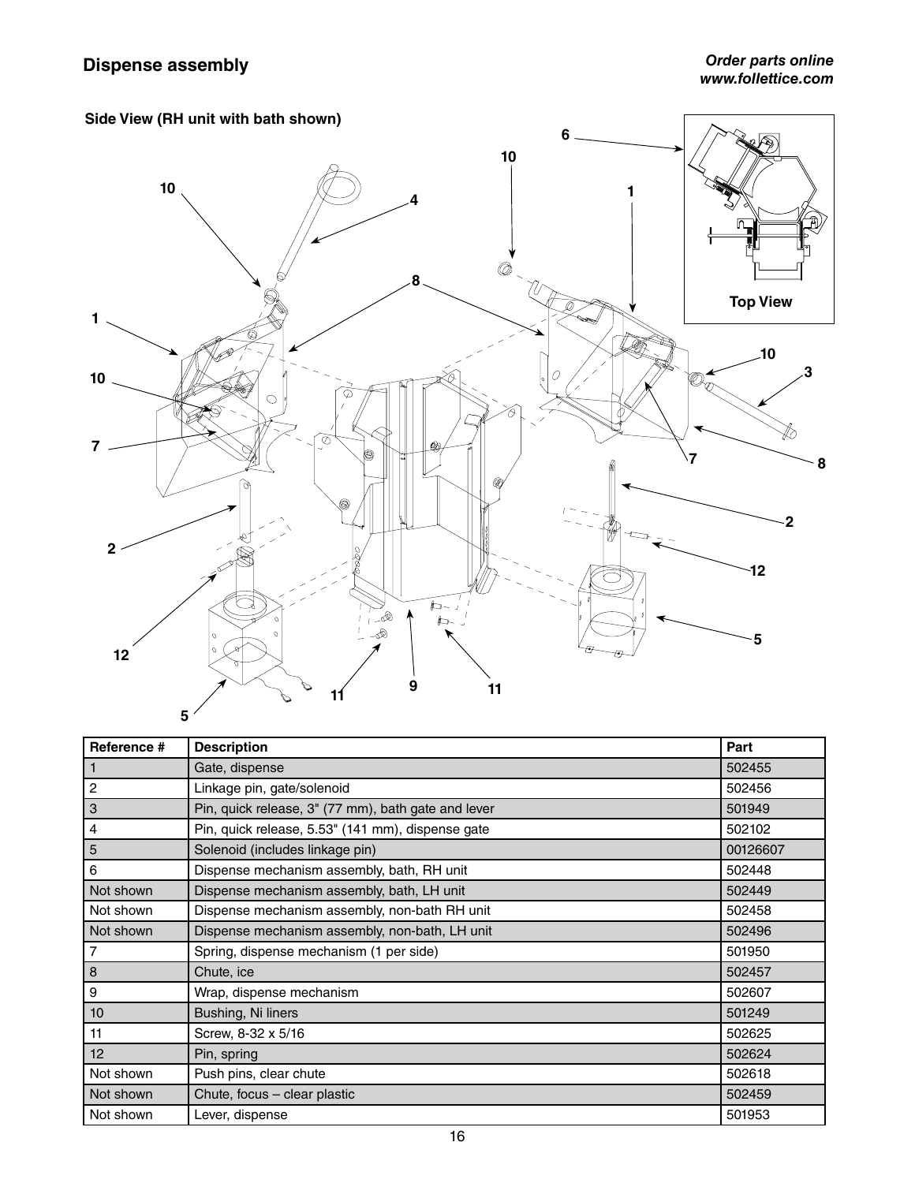## Dispense assembly

*Order parts online*
*www.follettice.com*

**Side View (RH unit with bath shown)**

**Top View**

| Reference # | Description | Part |
|---|---|---|
| 1 | Gate, dispense | 502455 |
| 2 | Linkage pin, gate/solenoid | 502456 |
| 3 | Pin, quick release, 3" (77 mm), bath gate and lever | 501949 |
| 4 | Pin, quick release, 5.53" (141 mm), dispense gate | 502102 |
| 5 | Solenoid (includes linkage pin) | 00126607 |
| 6 | Dispense mechanism assembly, bath, RH unit | 502448 |
| Not shown | Dispense mechanism assembly, bath, LH unit | 502449 |
| Not shown | Dispense mechanism assembly, non-bath RH unit | 502458 |
| Not shown | Dispense mechanism assembly, non-bath, LH unit | 502496 |
| 7 | Spring, dispense mechanism (1 per side) | 501950 |
| 8 | Chute, ice | 502457 |
| 9 | Wrap, dispense mechanism | 502607 |
| 10 | Bushing, Ni liners | 501249 |
| 11 | Screw, 8-32 x 5/16 | 502625 |
| 12 | Pin, spring | 502624 |
| Not shown | Push pins, clear chute | 502618 |
| Not shown | Chute, focus – clear plastic | 502459 |
| Not shown | Lever, dispense | 501953 |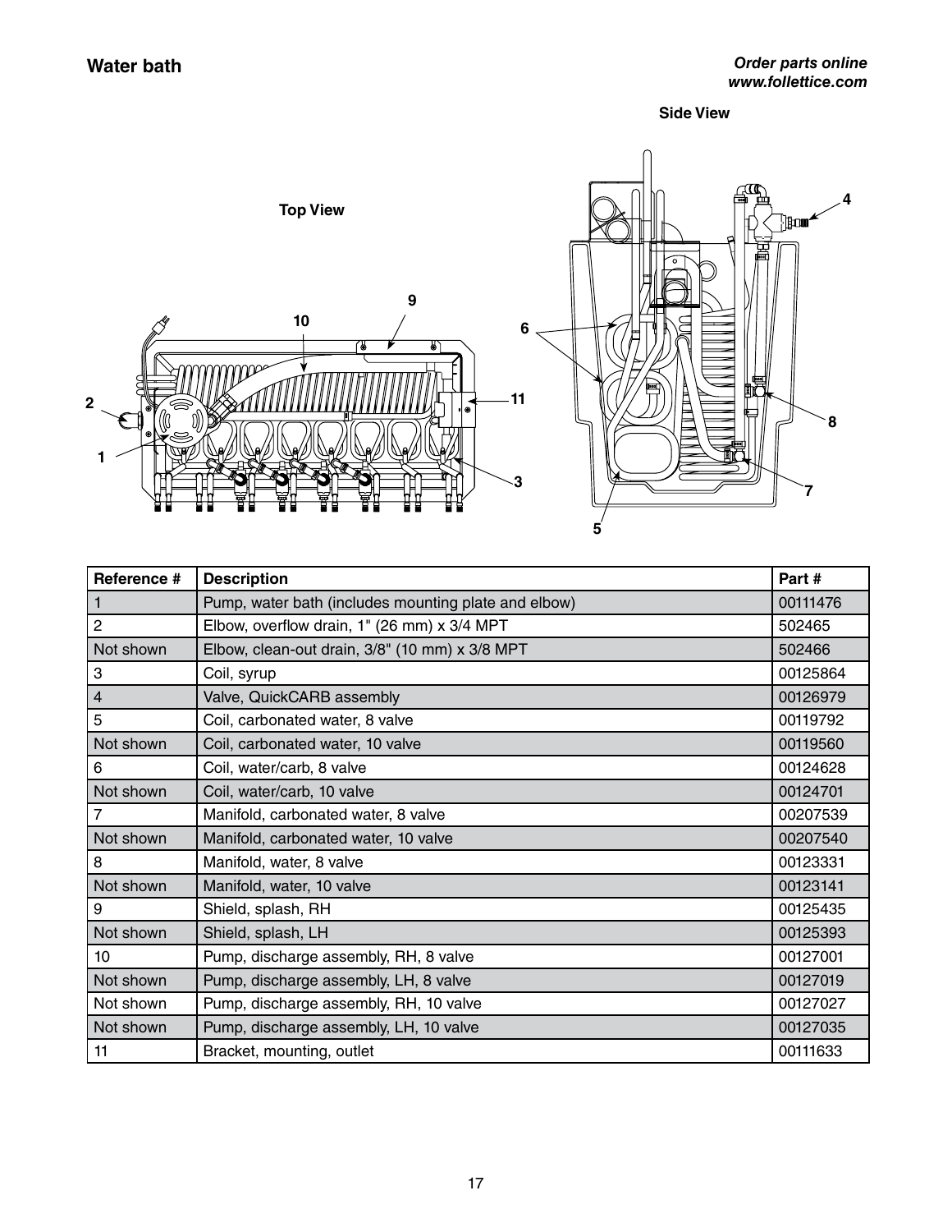## Water bath

*Order parts online*
*www.follettice.com*

| Reference # | Description | Part # |
|---|---|---|
| 1 | Pump, water bath (includes mounting plate and elbow) | 00111476 |
| 2 | Elbow, overflow drain, 1" (26 mm) x 3/4 MPT | 502465 |
| Not shown | Elbow, clean-out drain, 3/8" (10 mm) x 3/8 MPT | 502466 |
| 3 | Coil, syrup | 00125864 |
| 4 | Valve, QuickCARB assembly | 00126979 |
| 5 | Coil, carbonated water, 8 valve | 00119792 |
| Not shown | Coil, carbonated water, 10 valve | 00119560 |
| 6 | Coil, water/carb, 8 valve | 00124628 |
| Not shown | Coil, water/carb, 10 valve | 00124701 |
| 7 | Manifold, carbonated water, 8 valve | 00207539 |
| Not shown | Manifold, carbonated water, 10 valve | 00207540 |
| 8 | Manifold, water, 8 valve | 00123331 |
| Not shown | Manifold, water, 10 valve | 00123141 |
| 9 | Shield, splash, RH | 00125435 |
| Not shown | Shield, splash, LH | 00125393 |
| 10 | Pump, discharge assembly, RH, 8 valve | 00127001 |
| Not shown | Pump, discharge assembly, LH, 8 valve | 00127019 |
| Not shown | Pump, discharge assembly, RH, 10 valve | 00127027 |
| Not shown | Pump, discharge assembly, LH, 10 valve | 00127035 |
| 11 | Bracket, mounting, outlet | 00111633 |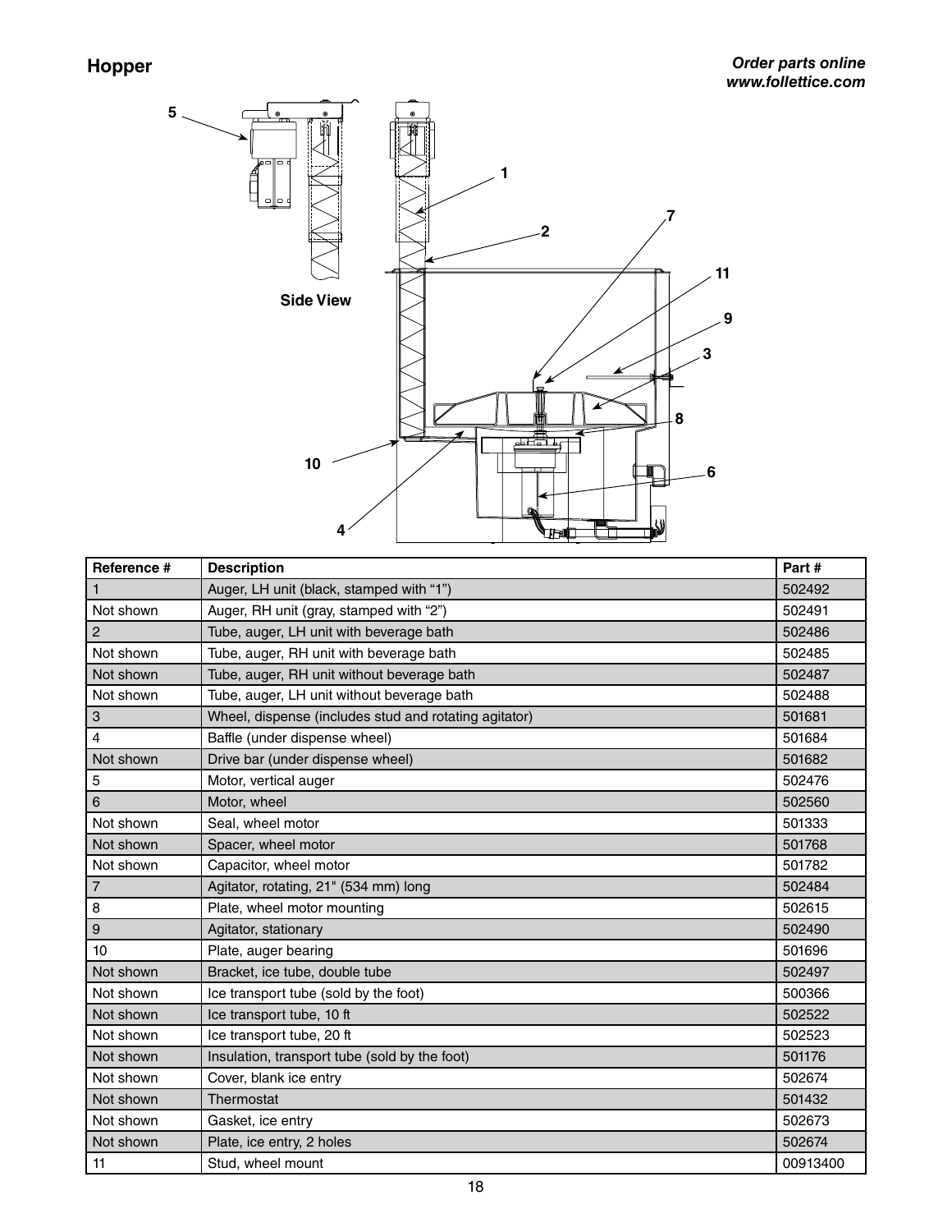# Hopper

***Order parts online***
***www.follettice.com***

Side View

| Reference # | Description | Part # |
|---|---|---|
| 1 | Auger, LH unit (black, stamped with “1”) | 502492 |
| Not shown | Auger, RH unit (gray, stamped with “2”) | 502491 |
| 2 | Tube, auger, LH unit with beverage bath | 502486 |
| Not shown | Tube, auger, RH unit with beverage bath | 502485 |
| Not shown | Tube, auger, RH unit without beverage bath | 502487 |
| Not shown | Tube, auger, LH unit without beverage bath | 502488 |
| 3 | Wheel, dispense (includes stud and rotating agitator) | 501681 |
| 4 | Baffle (under dispense wheel) | 501684 |
| Not shown | Drive bar (under dispense wheel) | 501682 |
| 5 | Motor, vertical auger | 502476 |
| 6 | Motor, wheel | 502560 |
| Not shown | Seal, wheel motor | 501333 |
| Not shown | Spacer, wheel motor | 501768 |
| Not shown | Capacitor, wheel motor | 501782 |
| 7 | Agitator, rotating, 21" (534 mm) long | 502484 |
| 8 | Plate, wheel motor mounting | 502615 |
| 9 | Agitator, stationary | 502490 |
| 10 | Plate, auger bearing | 501696 |
| Not shown | Bracket, ice tube, double tube | 502497 |
| Not shown | Ice transport tube (sold by the foot) | 500366 |
| Not shown | Ice transport tube, 10 ft | 502522 |
| Not shown | Ice transport tube, 20 ft | 502523 |
| Not shown | Insulation, transport tube (sold by the foot) | 501176 |
| Not shown | Cover, blank ice entry | 502674 |
| Not shown | Thermostat | 501432 |
| Not shown | Gasket, ice entry | 502673 |
| Not shown | Plate, ice entry, 2 holes | 502674 |
| 11 | Stud, wheel mount | 00913400 |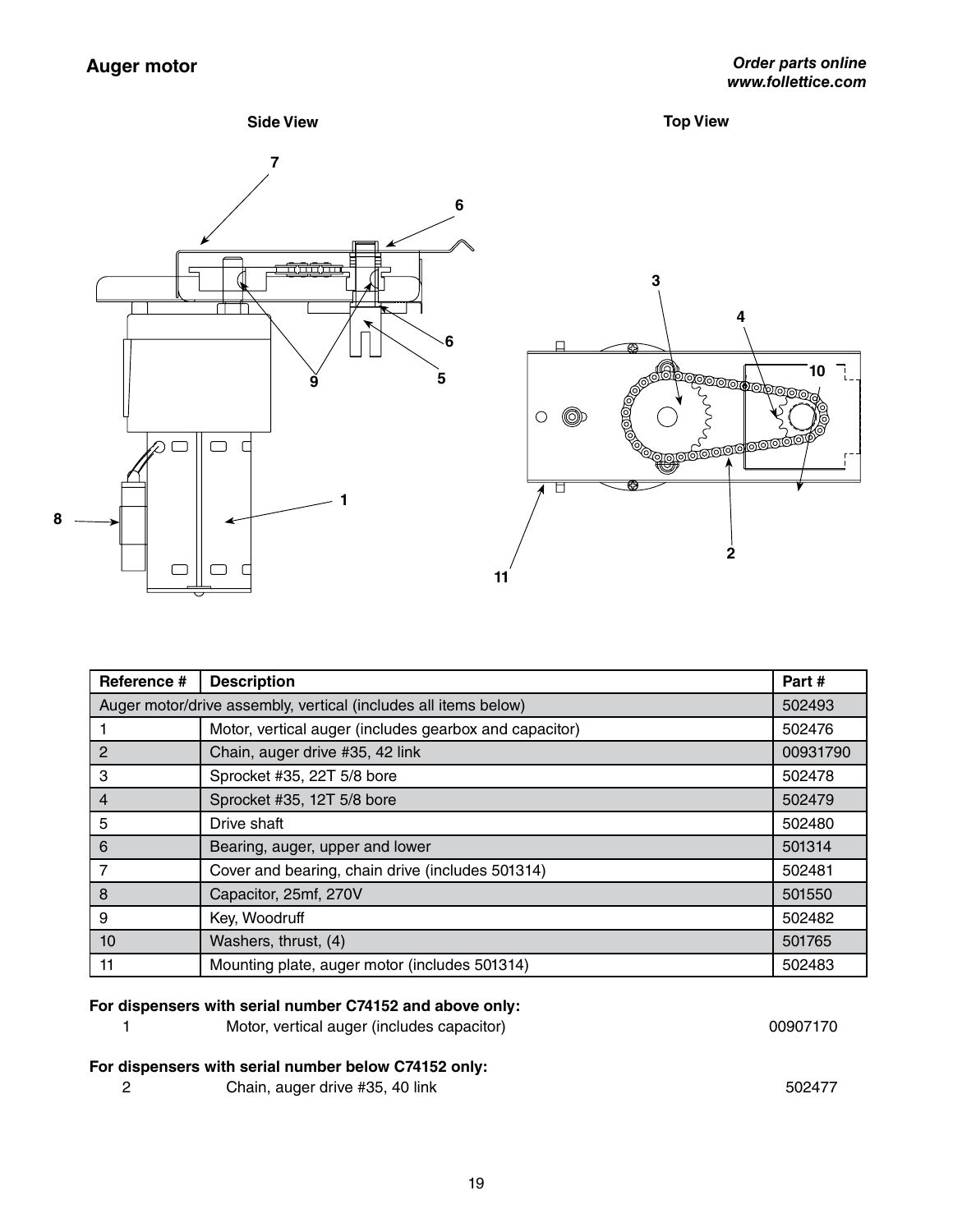## Auger motor

***Order parts online***
***www.follettice.com***

**Side View** **Top View**

| Reference # | Description | Part # |
|---|---|---|
| Auger motor/drive assembly, vertical (includes all items below) | | 502493 |
| 1 | Motor, vertical auger (includes gearbox and capacitor) | 502476 |
| 2 | Chain, auger drive #35, 42 link | 00931790 |
| 3 | Sprocket #35, 22T 5/8 bore | 502478 |
| 4 | Sprocket #35, 12T 5/8 bore | 502479 |
| 5 | Drive shaft | 502480 |
| 6 | Bearing, auger, upper and lower | 501314 |
| 7 | Cover and bearing, chain drive (includes 501314) | 502481 |
| 8 | Capacitor, 25mf, 270V | 501550 |
| 9 | Key, Woodruff | 502482 |
| 10 | Washers, thrust, (4) | 501765 |
| 11 | Mounting plate, auger motor (includes 501314) | 502483 |

**For dispensers with serial number C74152 and above only:**

| | | |
|---|---|---|
| 1 | Motor, vertical auger (includes capacitor) | 00907170 |

**For dispensers with serial number below C74152 only:**

| | | |
|---|---|---|
| 2 | Chain, auger drive #35, 40 link | 502477 |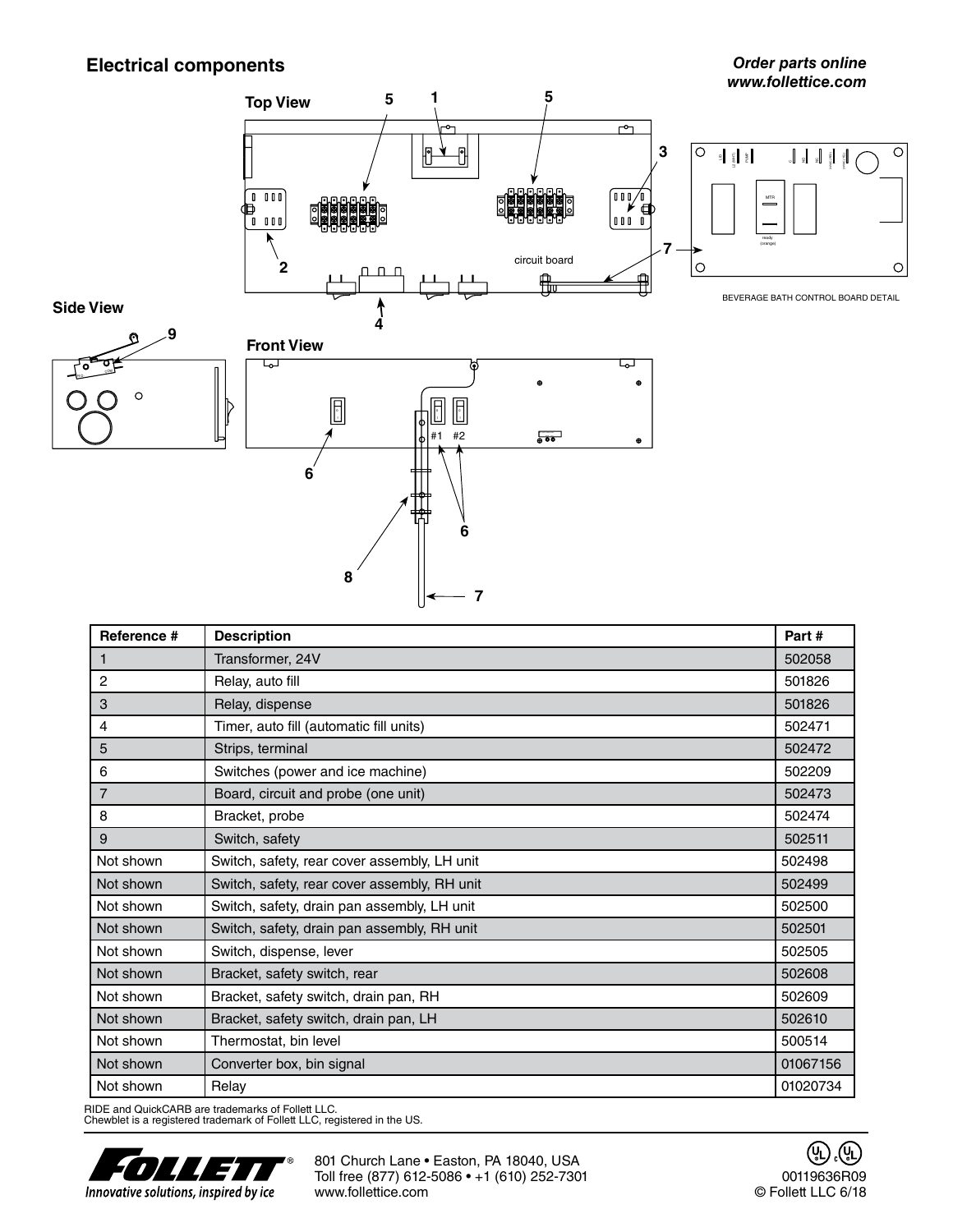## Electrical components

***Order parts online***
***www.follettice.com***

Top View

circuit board

BEVERAGE BATH CONTROL BOARD DETAIL

Side View

Front View

| Reference # | Description | Part # |
|---|---|---|
| 1 | Transformer, 24V | 502058 |
| 2 | Relay, auto fill | 501826 |
| 3 | Relay, dispense | 501826 |
| 4 | Timer, auto fill (automatic fill units) | 502471 |
| 5 | Strips, terminal | 502472 |
| 6 | Switches (power and ice machine) | 502209 |
| 7 | Board, circuit and probe (one unit) | 502473 |
| 8 | Bracket, probe | 502474 |
| 9 | Switch, safety | 502511 |
| Not shown | Switch, safety, rear cover assembly, LH unit | 502498 |
| Not shown | Switch, safety, rear cover assembly, RH unit | 502499 |
| Not shown | Switch, safety, drain pan assembly, LH unit | 502500 |
| Not shown | Switch, safety, drain pan assembly, RH unit | 502501 |
| Not shown | Switch, dispense, lever | 502505 |
| Not shown | Bracket, safety switch, rear | 502608 |
| Not shown | Bracket, safety switch, drain pan, RH | 502609 |
| Not shown | Bracket, safety switch, drain pan, LH | 502610 |
| Not shown | Thermostat, bin level | 500514 |
| Not shown | Converter box, bin signal | 01067156 |
| Not shown | Relay | 01020734 |

RIDE and QuickCARB are trademarks of Follett LLC.
Chewblet is a registered trademark of Follett LLC, registered in the US.

Innovative solutions, inspired by ice

801 Church Lane • Easton, PA 18040, USA
Toll free (877) 612-5086 • +1 (610) 252-7301
www.follettice.com

00119636R09
© Follett LLC 6/18